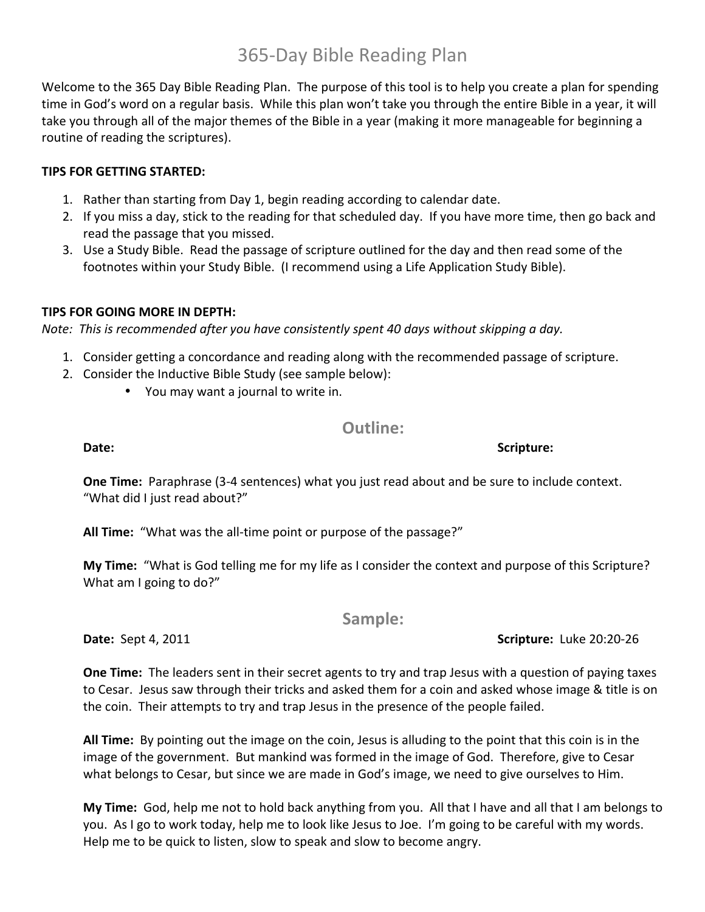# 365-Day Bible Reading Plan

Welcome to the 365 Day Bible Reading Plan. The purpose of this tool is to help you create a plan for spending time in God's word on a regular basis. While this plan won't take you through the entire Bible in a year, it will take you through all of the major themes of the Bible in a year (making it more manageable for beginning a routine of reading the scriptures).

**TIPS FOR GETTING STARTED:**

1. Rather than starting from Day 1, begin reading according to calendar date.
2. If you miss a day, stick to the reading for that scheduled day. If you have more time, then go back and read the passage that you missed.
3. Use a Study Bible. Read the passage of scripture outlined for the day and then read some of the footnotes within your Study Bible. (I recommend using a Life Application Study Bible).

**TIPS FOR GOING MORE IN DEPTH:**

*Note: This is recommended after you have consistently spent 40 days without skipping a day.*

1. Consider getting a concordance and reading along with the recommended passage of scripture.
2. Consider the Inductive Bible Study (see sample below):
   - You may want a journal to write in.

## Outline:

**Date:** **Scripture:**

**One Time:** Paraphrase (3-4 sentences) what you just read about and be sure to include context. "What did I just read about?"

**All Time:** "What was the all-time point or purpose of the passage?"

**My Time:** "What is God telling me for my life as I consider the context and purpose of this Scripture? What am I going to do?"

## Sample:

**Date:** Sept 4, 2011 **Scripture:** Luke 20:20-26

**One Time:** The leaders sent in their secret agents to try and trap Jesus with a question of paying taxes to Cesar. Jesus saw through their tricks and asked them for a coin and asked whose image & title is on the coin. Their attempts to try and trap Jesus in the presence of the people failed.

**All Time:** By pointing out the image on the coin, Jesus is alluding to the point that this coin is in the image of the government. But mankind was formed in the image of God. Therefore, give to Cesar what belongs to Cesar, but since we are made in God's image, we need to give ourselves to Him.

**My Time:** God, help me not to hold back anything from you. All that I have and all that I am belongs to you. As I go to work today, help me to look like Jesus to Joe. I'm going to be careful with my words. Help me to be quick to listen, slow to speak and slow to become angry.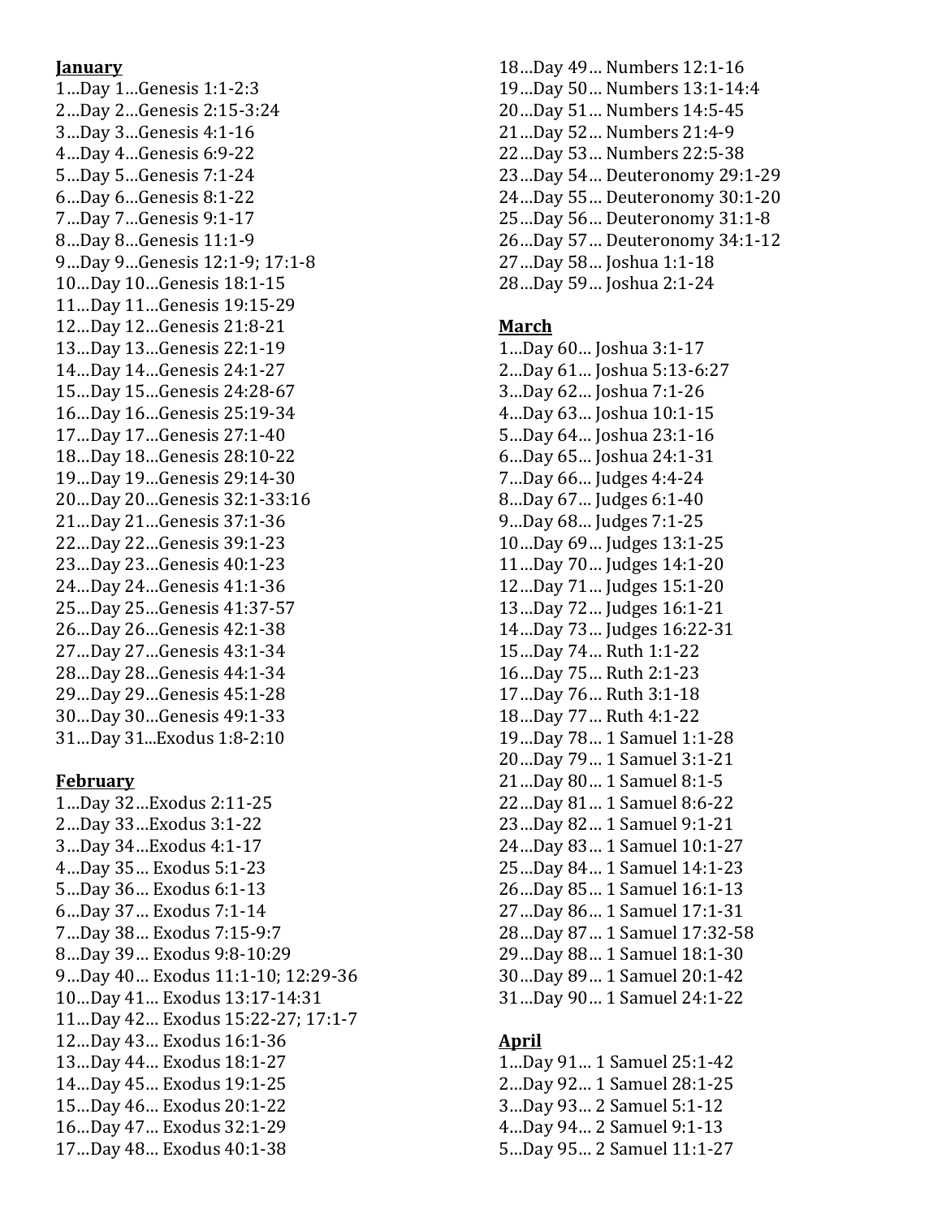**January**

1…Day 1…Genesis 1:1-2:3
2…Day 2…Genesis 2:15-3:24
3…Day 3…Genesis 4:1-16
4…Day 4…Genesis 6:9-22
5…Day 5…Genesis 7:1-24
6…Day 6…Genesis 8:1-22
7…Day 7…Genesis 9:1-17
8…Day 8…Genesis 11:1-9
9…Day 9…Genesis 12:1-9; 17:1-8
10…Day 10…Genesis 18:1-15
11…Day 11…Genesis 19:15-29
12…Day 12…Genesis 21:8-21
13…Day 13…Genesis 22:1-19
14…Day 14…Genesis 24:1-27
15…Day 15…Genesis 24:28-67
16…Day 16…Genesis 25:19-34
17…Day 17…Genesis 27:1-40
18…Day 18…Genesis 28:10-22
19…Day 19…Genesis 29:14-30
20…Day 20…Genesis 32:1-33:16
21…Day 21…Genesis 37:1-36
22…Day 22…Genesis 39:1-23
23…Day 23…Genesis 40:1-23
24…Day 24…Genesis 41:1-36
25…Day 25…Genesis 41:37-57
26…Day 26…Genesis 42:1-38
27…Day 27…Genesis 43:1-34
28…Day 28…Genesis 44:1-34
29…Day 29…Genesis 45:1-28
30…Day 30…Genesis 49:1-33
31…Day 31...Exodus 1:8-2:10

**February**

1…Day 32…Exodus 2:11-25
2…Day 33…Exodus 3:1-22
3…Day 34…Exodus 4:1-17
4…Day 35… Exodus 5:1-23
5…Day 36… Exodus 6:1-13
6…Day 37… Exodus 7:1-14
7…Day 38… Exodus 7:15-9:7
8…Day 39… Exodus 9:8-10:29
9…Day 40… Exodus 11:1-10; 12:29-36
10…Day 41… Exodus 13:17-14:31
11…Day 42… Exodus 15:22-27; 17:1-7
12…Day 43… Exodus 16:1-36
13…Day 44… Exodus 18:1-27
14…Day 45… Exodus 19:1-25
15…Day 46… Exodus 20:1-22
16…Day 47… Exodus 32:1-29
17…Day 48… Exodus 40:1-38
18…Day 49… Numbers 12:1-16
19…Day 50… Numbers 13:1-14:4
20…Day 51… Numbers 14:5-45
21…Day 52… Numbers 21:4-9
22…Day 53… Numbers 22:5-38
23…Day 54… Deuteronomy 29:1-29
24…Day 55… Deuteronomy 30:1-20
25…Day 56… Deuteronomy 31:1-8
26…Day 57… Deuteronomy 34:1-12
27…Day 58… Joshua 1:1-18
28…Day 59… Joshua 2:1-24

**March**

1…Day 60… Joshua 3:1-17
2…Day 61… Joshua 5:13-6:27
3…Day 62… Joshua 7:1-26
4…Day 63… Joshua 10:1-15
5…Day 64… Joshua 23:1-16
6…Day 65… Joshua 24:1-31
7…Day 66… Judges 4:4-24
8…Day 67… Judges 6:1-40
9…Day 68… Judges 7:1-25
10…Day 69… Judges 13:1-25
11…Day 70… Judges 14:1-20
12…Day 71… Judges 15:1-20
13…Day 72… Judges 16:1-21
14…Day 73… Judges 16:22-31
15…Day 74… Ruth 1:1-22
16…Day 75… Ruth 2:1-23
17…Day 76… Ruth 3:1-18
18…Day 77… Ruth 4:1-22
19…Day 78… 1 Samuel 1:1-28
20…Day 79… 1 Samuel 3:1-21
21…Day 80… 1 Samuel 8:1-5
22…Day 81… 1 Samuel 8:6-22
23…Day 82… 1 Samuel 9:1-21
24…Day 83… 1 Samuel 10:1-27
25…Day 84… 1 Samuel 14:1-23
26…Day 85… 1 Samuel 16:1-13
27…Day 86… 1 Samuel 17:1-31
28…Day 87… 1 Samuel 17:32-58
29…Day 88… 1 Samuel 18:1-30
30…Day 89… 1 Samuel 20:1-42
31…Day 90… 1 Samuel 24:1-22

**April**

1…Day 91… 1 Samuel 25:1-42
2…Day 92… 1 Samuel 28:1-25
3…Day 93… 2 Samuel 5:1-12
4…Day 94… 2 Samuel 9:1-13
5…Day 95… 2 Samuel 11:1-27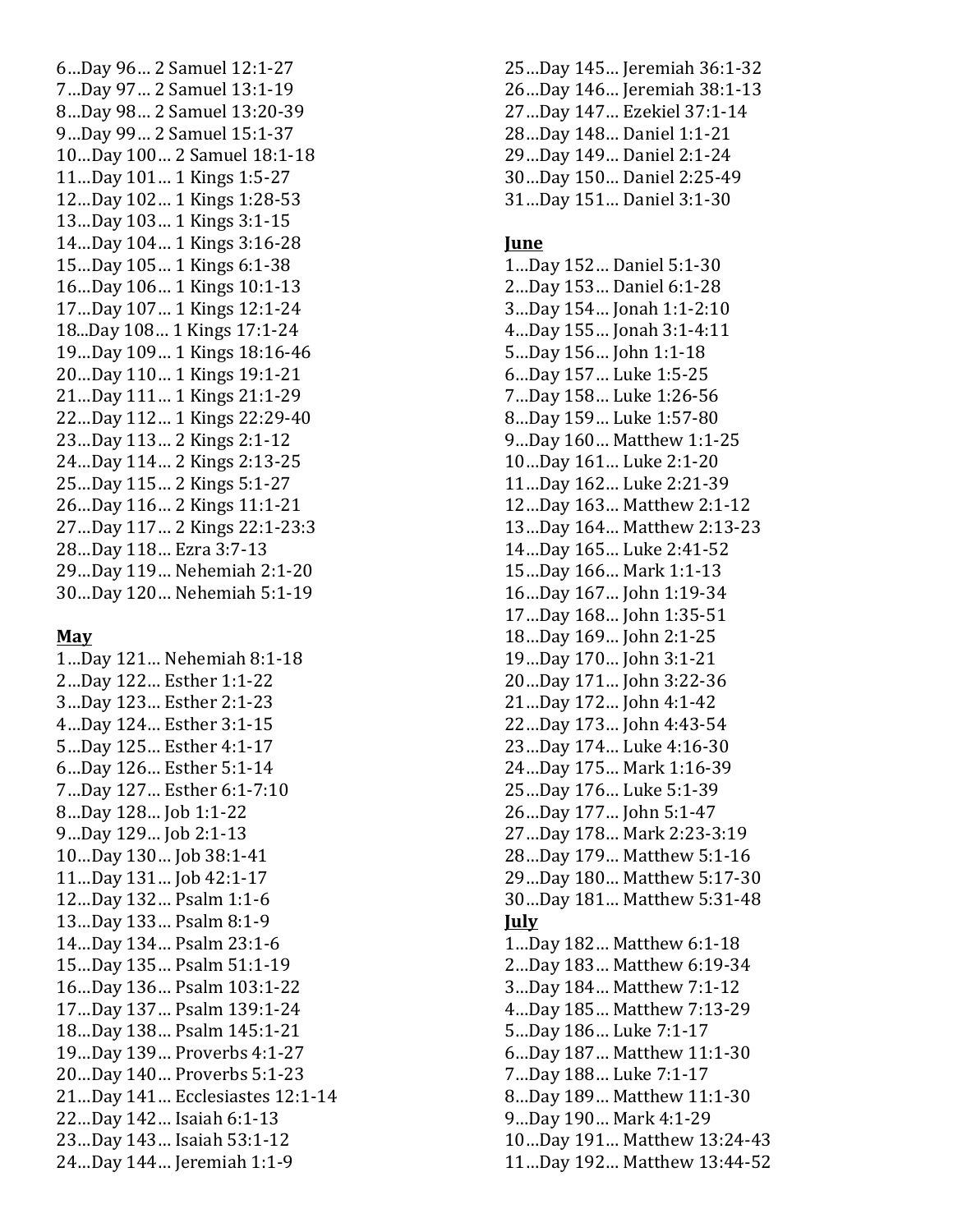6…Day 96… 2 Samuel 12:1-27
7…Day 97… 2 Samuel 13:1-19
8…Day 98… 2 Samuel 13:20-39
9…Day 99… 2 Samuel 15:1-37
10…Day 100… 2 Samuel 18:1-18
11…Day 101… 1 Kings 1:5-27
12…Day 102… 1 Kings 1:28-53
13…Day 103… 1 Kings 3:1-15
14…Day 104… 1 Kings 3:16-28
15…Day 105… 1 Kings 6:1-38
16…Day 106… 1 Kings 10:1-13
17…Day 107… 1 Kings 12:1-24
18...Day 108… 1 Kings 17:1-24
19…Day 109… 1 Kings 18:16-46
20…Day 110… 1 Kings 19:1-21
21…Day 111… 1 Kings 21:1-29
22…Day 112… 1 Kings 22:29-40
23…Day 113… 2 Kings 2:1-12
24…Day 114… 2 Kings 2:13-25
25…Day 115… 2 Kings 5:1-27
26…Day 116… 2 Kings 11:1-21
27…Day 117… 2 Kings 22:1-23:3
28…Day 118… Ezra 3:7-13
29…Day 119… Nehemiah 2:1-20
30…Day 120… Nehemiah 5:1-19

**May**

1…Day 121… Nehemiah 8:1-18
2…Day 122… Esther 1:1-22
3…Day 123… Esther 2:1-23
4…Day 124… Esther 3:1-15
5…Day 125… Esther 4:1-17
6…Day 126… Esther 5:1-14
7…Day 127… Esther 6:1-7:10
8…Day 128… Job 1:1-22
9…Day 129… Job 2:1-13
10…Day 130… Job 38:1-41
11…Day 131… Job 42:1-17
12…Day 132… Psalm 1:1-6
13…Day 133… Psalm 8:1-9
14…Day 134… Psalm 23:1-6
15…Day 135… Psalm 51:1-19
16…Day 136… Psalm 103:1-22
17…Day 137… Psalm 139:1-24
18…Day 138… Psalm 145:1-21
19…Day 139… Proverbs 4:1-27
20…Day 140… Proverbs 5:1-23
21…Day 141… Ecclesiastes 12:1-14
22…Day 142… Isaiah 6:1-13
23…Day 143… Isaiah 53:1-12
24…Day 144… Jeremiah 1:1-9
25…Day 145… Jeremiah 36:1-32
26…Day 146… Jeremiah 38:1-13
27…Day 147… Ezekiel 37:1-14
28…Day 148… Daniel 1:1-21
29…Day 149… Daniel 2:1-24
30…Day 150… Daniel 2:25-49
31…Day 151… Daniel 3:1-30

**June**

1…Day 152… Daniel 5:1-30
2…Day 153… Daniel 6:1-28
3…Day 154… Jonah 1:1-2:10
4…Day 155… Jonah 3:1-4:11
5…Day 156… John 1:1-18
6…Day 157… Luke 1:5-25
7…Day 158… Luke 1:26-56
8…Day 159… Luke 1:57-80
9…Day 160… Matthew 1:1-25
10…Day 161… Luke 2:1-20
11…Day 162… Luke 2:21-39
12…Day 163… Matthew 2:1-12
13…Day 164… Matthew 2:13-23
14…Day 165… Luke 2:41-52
15…Day 166… Mark 1:1-13
16…Day 167… John 1:19-34
17…Day 168… John 1:35-51
18…Day 169… John 2:1-25
19…Day 170… John 3:1-21
20…Day 171… John 3:22-36
21…Day 172… John 4:1-42
22…Day 173… John 4:43-54
23…Day 174… Luke 4:16-30
24…Day 175… Mark 1:16-39
25…Day 176… Luke 5:1-39
26…Day 177… John 5:1-47
27…Day 178… Mark 2:23-3:19
28…Day 179… Matthew 5:1-16
29…Day 180… Matthew 5:17-30
30…Day 181… Matthew 5:31-48

**July**

1…Day 182… Matthew 6:1-18
2…Day 183… Matthew 6:19-34
3…Day 184… Matthew 7:1-12
4…Day 185… Matthew 7:13-29
5…Day 186… Luke 7:1-17
6…Day 187… Matthew 11:1-30
7…Day 188… Luke 7:1-17
8…Day 189… Matthew 11:1-30
9…Day 190… Mark 4:1-29
10…Day 191… Matthew 13:24-43
11…Day 192… Matthew 13:44-52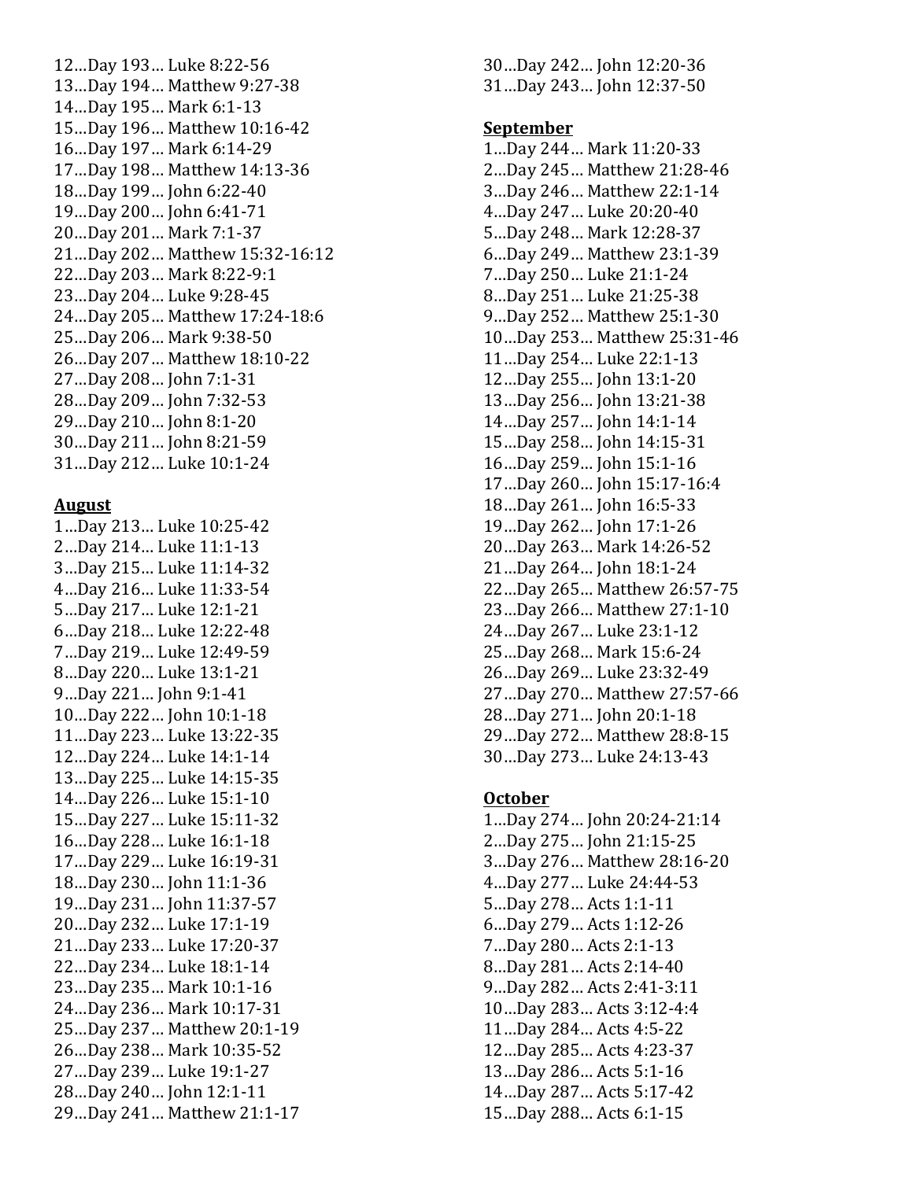12…Day 193… Luke 8:22-56
13…Day 194… Matthew 9:27-38
14…Day 195… Mark 6:1-13
15…Day 196… Matthew 10:16-42
16…Day 197… Mark 6:14-29
17…Day 198… Matthew 14:13-36
18…Day 199… John 6:22-40
19…Day 200… John 6:41-71
20…Day 201… Mark 7:1-37
21…Day 202… Matthew 15:32-16:12
22…Day 203… Mark 8:22-9:1
23…Day 204… Luke 9:28-45
24…Day 205… Matthew 17:24-18:6
25…Day 206… Mark 9:38-50
26…Day 207… Matthew 18:10-22
27…Day 208… John 7:1-31
28…Day 209… John 7:32-53
29…Day 210… John 8:1-20
30…Day 211… John 8:21-59
31…Day 212… Luke 10:1-24

**August**

1…Day 213… Luke 10:25-42
2…Day 214… Luke 11:1-13
3…Day 215… Luke 11:14-32
4…Day 216… Luke 11:33-54
5…Day 217… Luke 12:1-21
6…Day 218… Luke 12:22-48
7…Day 219… Luke 12:49-59
8…Day 220… Luke 13:1-21
9…Day 221… John 9:1-41
10…Day 222… John 10:1-18
11…Day 223… Luke 13:22-35
12…Day 224… Luke 14:1-14
13…Day 225… Luke 14:15-35
14…Day 226… Luke 15:1-10
15…Day 227… Luke 15:11-32
16…Day 228… Luke 16:1-18
17…Day 229… Luke 16:19-31
18…Day 230… John 11:1-36
19…Day 231… John 11:37-57
20…Day 232… Luke 17:1-19
21…Day 233… Luke 17:20-37
22…Day 234… Luke 18:1-14
23…Day 235… Mark 10:1-16
24…Day 236… Mark 10:17-31
25…Day 237… Matthew 20:1-19
26…Day 238… Mark 10:35-52
27…Day 239… Luke 19:1-27
28…Day 240… John 12:1-11
29…Day 241… Matthew 21:1-17
30…Day 242… John 12:20-36
31…Day 243… John 12:37-50

**September**

1…Day 244… Mark 11:20-33
2…Day 245… Matthew 21:28-46
3…Day 246… Matthew 22:1-14
4…Day 247… Luke 20:20-40
5…Day 248… Mark 12:28-37
6…Day 249… Matthew 23:1-39
7…Day 250… Luke 21:1-24
8…Day 251… Luke 21:25-38
9…Day 252… Matthew 25:1-30
10…Day 253… Matthew 25:31-46
11…Day 254… Luke 22:1-13
12…Day 255… John 13:1-20
13…Day 256… John 13:21-38
14…Day 257… John 14:1-14
15…Day 258… John 14:15-31
16…Day 259… John 15:1-16
17…Day 260… John 15:17-16:4
18…Day 261… John 16:5-33
19…Day 262… John 17:1-26
20…Day 263… Mark 14:26-52
21…Day 264… John 18:1-24
22…Day 265… Matthew 26:57-75
23…Day 266… Matthew 27:1-10
24…Day 267… Luke 23:1-12
25…Day 268… Mark 15:6-24
26…Day 269… Luke 23:32-49
27…Day 270… Matthew 27:57-66
28…Day 271… John 20:1-18
29…Day 272… Matthew 28:8-15
30…Day 273… Luke 24:13-43

**October**

1…Day 274… John 20:24-21:14
2…Day 275… John 21:15-25
3…Day 276… Matthew 28:16-20
4…Day 277… Luke 24:44-53
5…Day 278… Acts 1:1-11
6…Day 279… Acts 1:12-26
7…Day 280… Acts 2:1-13
8…Day 281… Acts 2:14-40
9…Day 282… Acts 2:41-3:11
10…Day 283… Acts 3:12-4:4
11…Day 284… Acts 4:5-22
12…Day 285… Acts 4:23-37
13…Day 286… Acts 5:1-16
14…Day 287… Acts 5:17-42
15…Day 288… Acts 6:1-15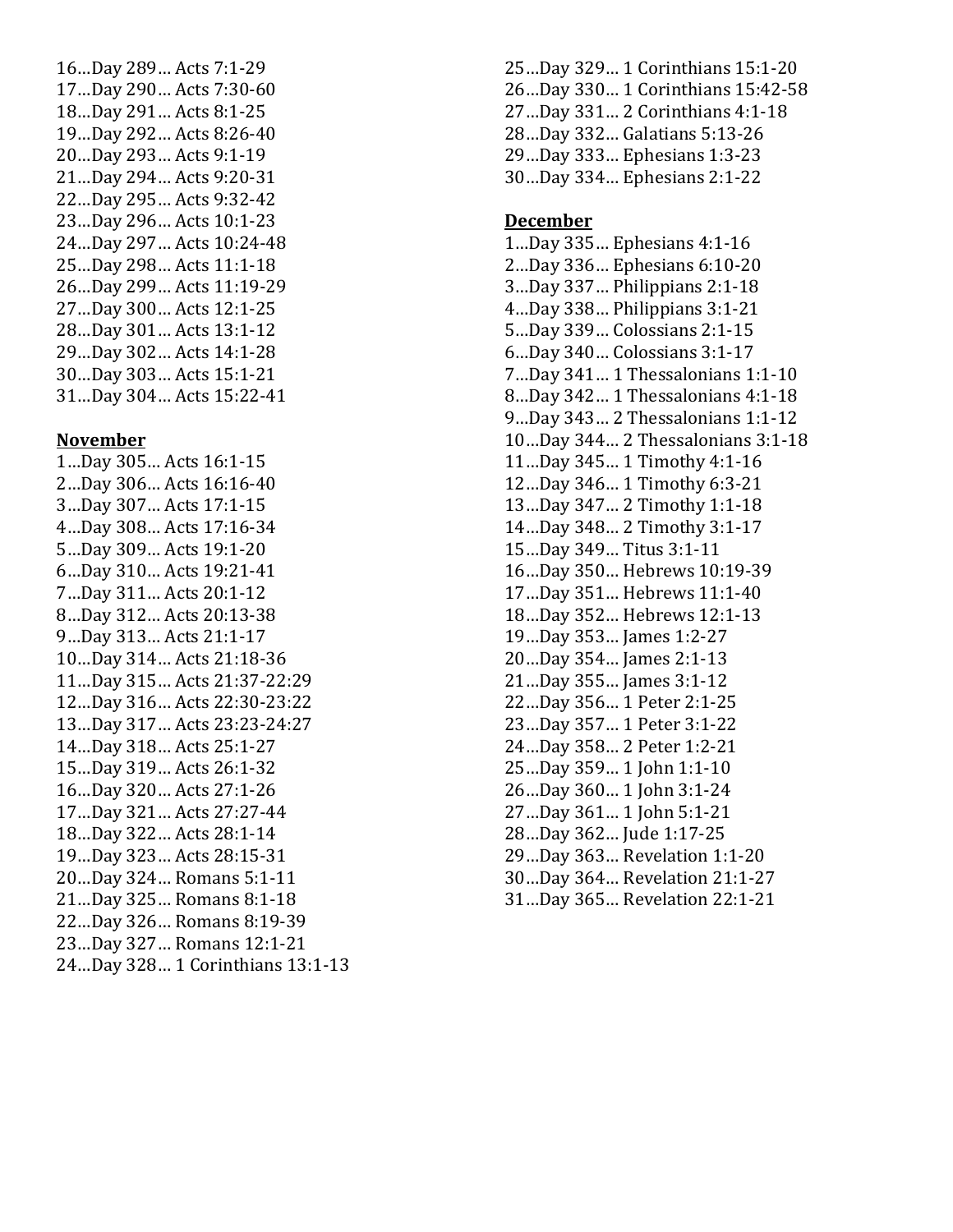16…Day 289… Acts 7:1-29
17…Day 290… Acts 7:30-60
18…Day 291… Acts 8:1-25
19…Day 292… Acts 8:26-40
20…Day 293… Acts 9:1-19
21…Day 294… Acts 9:20-31
22…Day 295… Acts 9:32-42
23…Day 296… Acts 10:1-23
24…Day 297… Acts 10:24-48
25…Day 298… Acts 11:1-18
26…Day 299… Acts 11:19-29
27…Day 300… Acts 12:1-25
28…Day 301… Acts 13:1-12
29…Day 302… Acts 14:1-28
30…Day 303… Acts 15:1-21
31…Day 304… Acts 15:22-41

**November**

1…Day 305… Acts 16:1-15
2…Day 306… Acts 16:16-40
3…Day 307… Acts 17:1-15
4…Day 308… Acts 17:16-34
5…Day 309… Acts 19:1-20
6…Day 310… Acts 19:21-41
7…Day 311… Acts 20:1-12
8…Day 312… Acts 20:13-38
9…Day 313… Acts 21:1-17
10…Day 314… Acts 21:18-36
11…Day 315… Acts 21:37-22:29
12…Day 316… Acts 22:30-23:22
13…Day 317… Acts 23:23-24:27
14…Day 318… Acts 25:1-27
15…Day 319… Acts 26:1-32
16…Day 320… Acts 27:1-26
17…Day 321… Acts 27:27-44
18…Day 322… Acts 28:1-14
19…Day 323… Acts 28:15-31
20…Day 324… Romans 5:1-11
21…Day 325… Romans 8:1-18
22…Day 326… Romans 8:19-39
23…Day 327… Romans 12:1-21
24…Day 328… 1 Corinthians 13:1-13
25…Day 329… 1 Corinthians 15:1-20
26…Day 330… 1 Corinthians 15:42-58
27…Day 331… 2 Corinthians 4:1-18
28…Day 332… Galatians 5:13-26
29…Day 333… Ephesians 1:3-23
30…Day 334… Ephesians 2:1-22

**December**

1…Day 335… Ephesians 4:1-16
2…Day 336… Ephesians 6:10-20
3…Day 337… Philippians 2:1-18
4…Day 338… Philippians 3:1-21
5…Day 339… Colossians 2:1-15
6…Day 340… Colossians 3:1-17
7…Day 341… 1 Thessalonians 1:1-10
8…Day 342… 1 Thessalonians 4:1-18
9…Day 343… 2 Thessalonians 1:1-12
10…Day 344… 2 Thessalonians 3:1-18
11…Day 345… 1 Timothy 4:1-16
12…Day 346… 1 Timothy 6:3-21
13…Day 347… 2 Timothy 1:1-18
14…Day 348… 2 Timothy 3:1-17
15…Day 349… Titus 3:1-11
16…Day 350… Hebrews 10:19-39
17…Day 351… Hebrews 11:1-40
18…Day 352… Hebrews 12:1-13
19…Day 353… James 1:2-27
20…Day 354… James 2:1-13
21…Day 355… James 3:1-12
22…Day 356… 1 Peter 2:1-25
23…Day 357… 1 Peter 3:1-22
24…Day 358… 2 Peter 1:2-21
25…Day 359… 1 John 1:1-10
26…Day 360… 1 John 3:1-24
27…Day 361… 1 John 5:1-21
28…Day 362… Jude 1:17-25
29…Day 363… Revelation 1:1-20
30…Day 364… Revelation 21:1-27
31…Day 365… Revelation 22:1-21